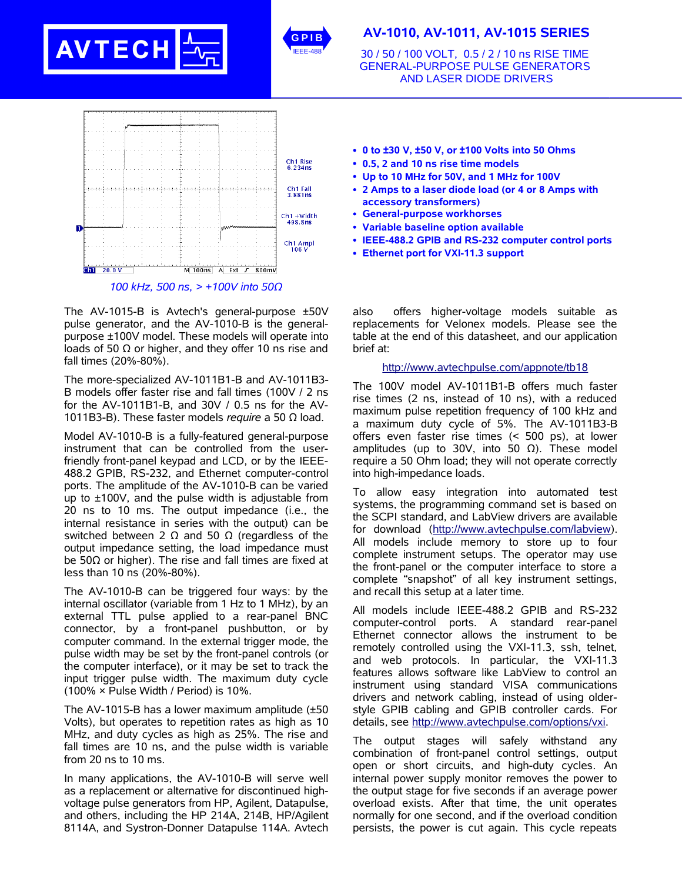# AV-1010, AV-1011, AV-1015 SERIES

## 30 / 50 / 100 VOLT, 0.5 / 2 / 10 ns RISE TIME GENERAL-PURPOSE PULSE GENERATORS AND LASER DIODE DRIVERS

*100 kHz, 500 ns, > +100V into 50Ω*

- **0 to ±30 V, ±50 V, or ±100 Volts into 50 Ohms**
- **0.5, 2 and 10 ns rise time models**
- **Up to 10 MHz for 50V, and 1 MHz for 100V**
- **2 Amps to a laser diode load (or 4 or 8 Amps with accessory transformers)**
- **General-purpose workhorses**
- **Variable baseline option available**
- **IEEE-488.2 GPIB and RS-232 computer control ports**
- **Ethernet port for VXI-11.3 support**

The AV-1015-B is Avtech's general-purpose ±50V pulse generator, and the AV-1010-B is the general-purpose ±100V model. These models will operate into loads of 50 Ω or higher, and they offer 10 ns rise and fall times (20%-80%).

The more-specialized AV-1011B1-B and AV-1011B3-B models offer faster rise and fall times (100V / 2 ns for the AV-1011B1-B, and 30V / 0.5 ns for the AV-1011B3-B). These faster models *require* a 50 Ω load.

Model AV-1010-B is a fully-featured general-purpose instrument that can be controlled from the user-friendly front-panel keypad and LCD, or by the IEEE-488.2 GPIB, RS-232, and Ethernet computer-control ports. The amplitude of the AV-1010-B can be varied up to ±100V, and the pulse width is adjustable from 20 ns to 10 ms. The output impedance (i.e., the internal resistance in series with the output) can be switched between 2 Ω and 50 Ω (regardless of the output impedance setting, the load impedance must be 50Ω or higher). The rise and fall times are fixed at less than 10 ns (20%-80%).

The AV-1010-B can be triggered four ways: by the internal oscillator (variable from 1 Hz to 1 MHz), by an external TTL pulse applied to a rear-panel BNC connector, by a front-panel pushbutton, or by computer command. In the external trigger mode, the pulse width may be set by the front-panel controls (or the computer interface), or it may be set to track the input trigger pulse width. The maximum duty cycle (100% × Pulse Width / Period) is 10%.

The AV-1015-B has a lower maximum amplitude (±50 Volts), but operates to repetition rates as high as 10 MHz, and duty cycles as high as 25%. The rise and fall times are 10 ns, and the pulse width is variable from 20 ns to 10 ms.

In many applications, the AV-1010-B will serve well as a replacement or alternative for discontinued high-voltage pulse generators from HP, Agilent, Datapulse, and others, including the HP 214A, 214B, HP/Agilent 8114A, and Systron-Donner Datapulse 114A. Avtech also offers higher-voltage models suitable as replacements for Velonex models. Please see the table at the end of this datasheet, and our application brief at:

http://www.avtechpulse.com/appnote/tb18

The 100V model AV-1011B1-B offers much faster rise times (2 ns, instead of 10 ns), with a reduced maximum pulse repetition frequency of 100 kHz and a maximum duty cycle of 5%. The AV-1011B3-B offers even faster rise times (< 500 ps), at lower amplitudes (up to 30V, into 50 Ω). These model require a 50 Ohm load; they will not operate correctly into high-impedance loads.

To allow easy integration into automated test systems, the programming command set is based on the SCPI standard, and LabView drivers are available for download (http://www.avtechpulse.com/labview). All models include memory to store up to four complete instrument setups. The operator may use the front-panel or the computer interface to store a complete "snapshot" of all key instrument settings, and recall this setup at a later time.

All models include IEEE-488.2 GPIB and RS-232 computer-control ports. A standard rear-panel Ethernet connector allows the instrument to be remotely controlled using the VXI-11.3, ssh, telnet, and web protocols. In particular, the VXI-11.3 features allows software like LabView to control an instrument using standard VISA communications drivers and network cabling, instead of using older-style GPIB cabling and GPIB controller cards. For details, see http://www.avtechpulse.com/options/vxi.

The output stages will safely withstand any combination of front-panel control settings, output open or short circuits, and high-duty cycles. An internal power supply monitor removes the power to the output stage for five seconds if an average power overload exists. After that time, the unit operates normally for one second, and if the overload condition persists, the power is cut again. This cycle repeats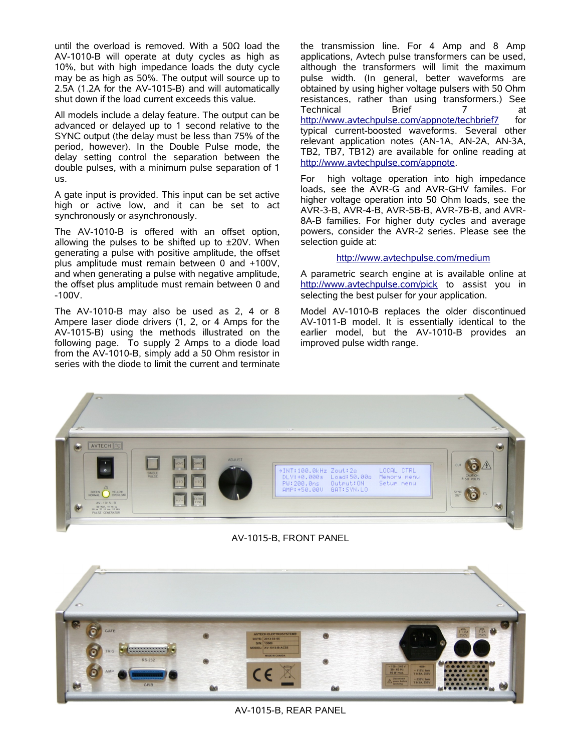until the overload is removed. With a 50Ω load the AV-1010-B will operate at duty cycles as high as 10%, but with high impedance loads the duty cycle may be as high as 50%. The output will source up to 2.5A (1.2A for the AV-1015-B) and will automatically shut down if the load current exceeds this value.

All models include a delay feature. The output can be advanced or delayed up to 1 second relative to the SYNC output (the delay must be less than 75% of the period, however). In the Double Pulse mode, the delay setting control the separation between the double pulses, with a minimum pulse separation of 1 us.

A gate input is provided. This input can be set active high or active low, and it can be set to act synchronously or asynchronously.

The AV-1010-B is offered with an offset option, allowing the pulses to be shifted up to ±20V. When generating a pulse with positive amplitude, the offset plus amplitude must remain between 0 and +100V, and when generating a pulse with negative amplitude, the offset plus amplitude must remain between 0 and -100V.

The AV-1010-B may also be used as 2, 4 or 8 Ampere laser diode drivers (1, 2, or 4 Amps for the AV-1015-B) using the methods illustrated on the following page. To supply 2 Amps to a diode load from the AV-1010-B, simply add a 50 Ohm resistor in series with the diode to limit the current and terminate the transmission line. For 4 Amp and 8 Amp applications, Avtech pulse transformers can be used, although the transformers will limit the maximum pulse width. (In general, better waveforms are obtained by using higher voltage pulsers with 50 Ohm resistances, rather than using transformers.) See Technical Brief 7 at http://www.avtechpulse.com/appnote/techbrief7 for typical current-boosted waveforms. Several other relevant application notes (AN-1A, AN-2A, AN-3A, TB2, TB7, TB12) are available for online reading at http://www.avtechpulse.com/appnote.

For high voltage operation into high impedance loads, see the AVR-G and AVR-GHV familes. For higher voltage operation into 50 Ohm loads, see the AVR-3-B, AVR-4-B, AVR-5B-B, AVR-7B-B, and AVR-8A-B families. For higher duty cycles and average powers, consider the AVR-2 series. Please see the selection guide at:

http://www.avtechpulse.com/medium

A parametric search engine at is available online at http://www.avtechpulse.com/pick to assist you in selecting the best pulser for your application.

Model AV-1010-B replaces the older discontinued AV-1011-B model. It is essentially identical to the earlier model, but the AV-1010-B provides an improved pulse width range.

AV-1015-B, FRONT PANEL

AV-1015-B, REAR PANEL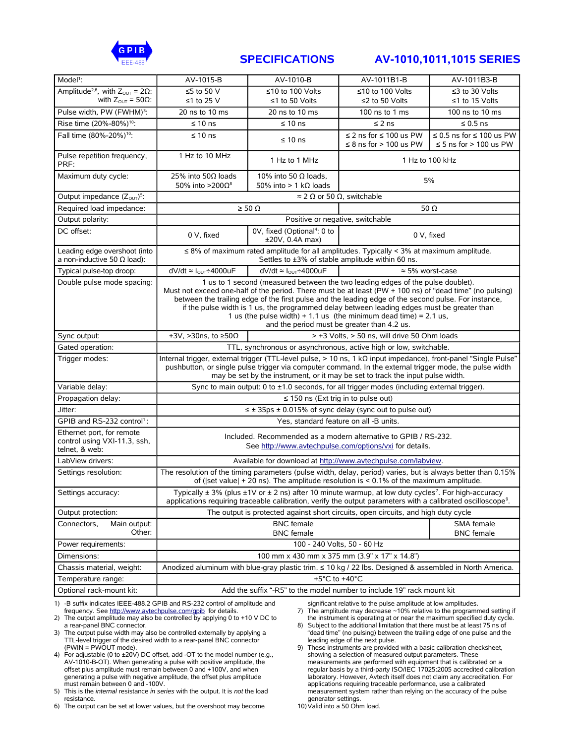## SPECIFICATIONS AV-1010,1011,1015 SERIES

| Model[1]: | AV-1015-B | AV-1010-B | AV-1011B1-B | AV-1011B3-B |
|---|---|---|---|---|
| Amplitude[2,6], with $Z_{OUT}$ = 2Ω: with $Z_{OUT}$ = 50Ω: | ≤5 to 50 V ≤1 to 25 V | ≤10 to 100 Volts ≤1 to 50 Volts | ≤10 to 100 Volts ≤2 to 50 Volts | ≤3 to 30 Volts ≤1 to 15 Volts |
| Pulse width, PW (FWHM)[3]: | 20 ns to 10 ms | 20 ns to 10 ms | 100 ns to 1 ms | 100 ns to 10 ms |
| Rise time (20%-80%)[10]: | ≤ 10 ns | ≤ 10 ns | ≤ 2 ns | ≤ 0.5 ns |
| Fall time (80%-20%)[10]: | ≤ 10 ns | ≤ 10 ns | ≤ 2 ns for ≤ 100 us PW ≤ 8 ns for > 100 us PW | ≤ 0.5 ns for ≤ 100 us PW ≤ 5 ns for > 100 us PW |
| Pulse repetition frequency, PRF: | 1 Hz to 10 MHz | 1 Hz to 1 MHz | 1 Hz to 100 kHz | |
| Maximum duty cycle: | 25% into 50Ω loads 50% into >200Ω[8] | 10% into 50 Ω loads, 50% into > 1 kΩ loads | 5% | |
| Output impedance ($Z_{OUT}$)[5]: | ≈ 2 Ω or 50 Ω, switchable | | | |
| Required load impedance: | ≥ 50 Ω | | 50 Ω | |
| Output polarity: | Positive or negative, switchable | | | |
| DC offset: | 0 V, fixed | 0V, fixed (Optional[4]: 0 to ±20V, 0.4A max) | 0 V, fixed | |
| Leading edge overshoot (into a non-inductive 50 Ω load): | ≤ 8% of maximum rated amplitude for all amplitudes. Typically < 3% at maximum amplitude. Settles to ±3% of stable amplitude within 60 ns. | | | |
| Typical pulse-top droop: | $dV/dt \approx I_{OUT} \div 4000uF$ | $dV/dt \approx I_{OUT} \div 4000uF$ | ≈ 5% worst-case | |
| Double pulse mode spacing: | 1 us to 1 second (measured between the two leading edges of the pulse doublet). Must not exceed one-half of the period. There must be at least (PW + 100 ns) of "dead time" (no pulsing) between the trailing edge of the first pulse and the leading edge of the second pulse. For instance, if the pulse width is 1 us, the programmed delay between leading edges must be greater than 1 us (the pulse width) + 1.1 us (the minimum dead time) = 2.1 us, and the period must be greater than 4.2 us. | | | |
| Sync output: | +3V, >30ns, to ≥50Ω | > +3 Volts, > 50 ns, will drive 50 Ohm loads | | |
| Gated operation: | TTL, synchronous or asynchronous, active high or low, switchable. | | | |
| Trigger modes: | Internal trigger, external trigger (TTL-level pulse, > 10 ns, 1 kΩ input impedance), front-panel "Single Pulse" pushbutton, or single pulse trigger via computer command. In the external trigger mode, the pulse width may be set by the instrument, or it may be set to track the input pulse width. | | | |
| Variable delay: | Sync to main output: 0 to ±1.0 seconds, for all trigger modes (including external trigger). | | | |
| Propagation delay: | ≤ 150 ns (Ext trig in to pulse out) | | | |
| Jitter: | ≤ ± 35ps ± 0.015% of sync delay (sync out to pulse out) | | | |
| GPIB and RS-232 control[1]: | Yes, standard feature on all -B units. | | | |
| Ethernet port, for remote control using VXI-11.3, ssh, telnet, & web: | Included. Recommended as a modern alternative to GPIB / RS-232. See http://www.avtechpulse.com/options/vxi for details. | | | |
| LabView drivers: | Available for download at http://www.avtechpulse.com/labview. | | | |
| Settings resolution: | The resolution of the timing parameters (pulse width, delay, period) varies, but is always better than 0.15% of (\|set value\| + 20 ns). The amplitude resolution is < 0.1% of the maximum amplitude. | | | |
| Settings accuracy: | Typically ± 3% (plus ±1V or ± 2 ns) after 10 minute warmup, at low duty cycles[7]. For high-accuracy applications requiring traceable calibration, verify the output parameters with a calibrated oscilloscope[9]. | | | |
| Output protection: | The output is protected against short circuits, open circuits, and high duty cycle | | | |
| Connectors, Main output: Other: | BNC female BNC female | | | SMA female BNC female |
| Power requirements: | 100 - 240 Volts, 50 - 60 Hz | | | |
| Dimensions: | 100 mm x 430 mm x 375 mm (3.9" x 17" x 14.8") | | | |
| Chassis material, weight: | Anodized aluminum with blue-gray plastic trim. ≤ 10 kg / 22 lbs. Designed & assembled in North America. | | | |
| Temperature range: | +5°C to +40°C | | | |
| Optional rack-mount kit: | Add the suffix "-R5" to the model number to include 19" rack mount kit | | | |

1) -B suffix indicates IEEE-488.2 GPIB and RS-232 control of amplitude and frequency. See http://www.avtechpulse.com/gpib for details.
2) The output amplitude may also be controlled by applying 0 to +10 V DC to a rear-panel BNC connector.
3) The output pulse width may also be controlled externally by applying a TTL-level trigger of the desired width to a rear-panel BNC connector (PWIN = PWOUT mode).
4) For adjustable (0 to ±20V) DC offset, add -OT to the model number (e.g., AV-1010-B-OT). When generating a pulse with positive amplitude, the offset plus amplitude must remain between 0 and +100V, and when generating a pulse with negative amplitude, the offset plus amplitude must remain between 0 and -100V.
5) This is the *internal* resistance *in series* with the output. It is *not* the load resistance.
6) The output can be set at lower values, but the overshoot may become significant relative to the pulse amplitude at low amplitudes.
7) The amplitude may decrease ~10% relative to the programmed setting if the instrument is operating at or near the maximum specified duty cycle.
8) Subject to the additional limitation that there must be at least 75 ns of "dead time" (no pulsing) between the trailing edge of one pulse and the leading edge of the next pulse.
9) These instruments are provided with a basic calibration checksheet, showing a selection of measured output parameters. These measurements are performed with equipment that is calibrated on a regular basis by a third-party ISO/IEC 17025:2005 accredited calibration laboratory. However, Avtech itself does not claim any accreditation. For applications requiring traceable performance, use a calibrated measurement system rather than relying on the accuracy of the pulse generator settings.
10) Valid into a 50 Ohm load.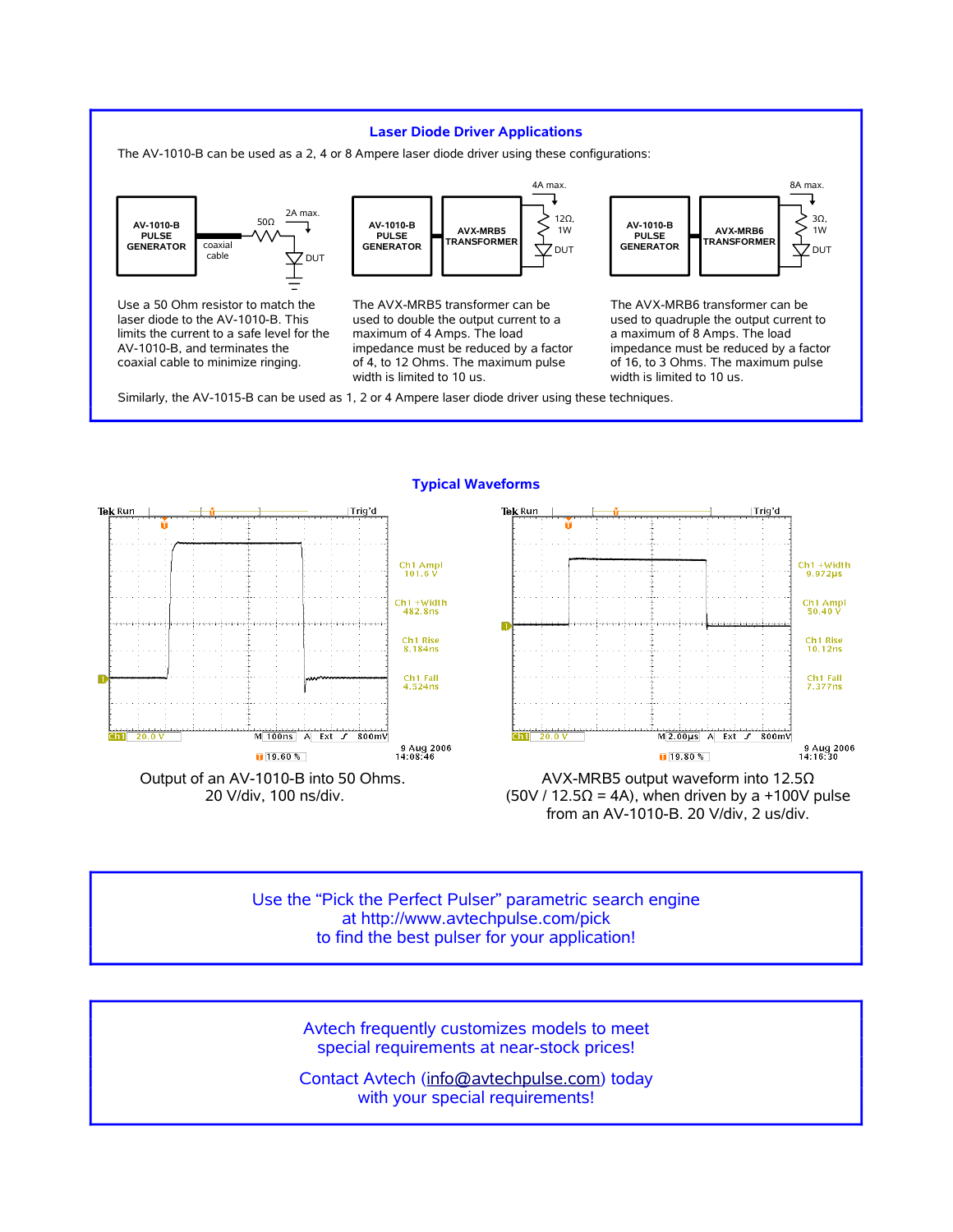## Laser Diode Driver Applications

The AV-1010-B can be used as a 2, 4 or 8 Ampere laser diode driver using these configurations:

AV-1010-B PULSE GENERATOR — coaxial cable — 50Ω — 2A max. — DUT

AV-1010-B PULSE GENERATOR — AVX-MRB5 TRANSFORMER — 4A max. — 12Ω, 1W — DUT

AV-1010-B PULSE GENERATOR — AVX-MRB6 TRANSFORMER — 8A max. — 3Ω, 1W — DUT

Use a 50 Ohm resistor to match the laser diode to the AV-1010-B. This limits the current to a safe level for the AV-1010-B, and terminates the coaxial cable to minimize ringing.

The AVX-MRB5 transformer can be used to double the output current to a maximum of 4 Amps. The load impedance must be reduced by a factor of 4, to 12 Ohms. The maximum pulse width is limited to 10 us.

The AVX-MRB6 transformer can be used to quadruple the output current to a maximum of 8 Amps. The load impedance must be reduced by a factor of 16, to 3 Ohms. The maximum pulse width is limited to 10 us.

Similarly, the AV-1015-B can be used as 1, 2 or 4 Ampere laser diode driver using these techniques.

## Typical Waveforms

Tek Run — Trig'd — Ch1 Ampl 101.6 V — Ch1 +Width 482.8ns — Ch1 Rise 8.184ns — Ch1 Fall 4.524ns — Ch1 20.0 V — M 100ns — A Ext 800mV — 19.60 % — 9 Aug 2006 14:08:46

Output of an AV-1010-B into 50 Ohms.
20 V/div, 100 ns/div.

Tek Run — Trig'd — Ch1 +Width 9.972µs — Ch1 Ampl 50.40 V — Ch1 Rise 10.12ns — Ch1 Fall 7.377ns — Ch1 20.0 V — M 2.00µs — A Ext 800mV — 19.80 % — 9 Aug 2006 14:16:30

AVX-MRB5 output waveform into 12.5Ω
(50V / 12.5Ω = 4A), when driven by a +100V pulse from an AV-1010-B. 20 V/div, 2 us/div.

Use the "Pick the Perfect Pulser" parametric search engine
at http://www.avtechpulse.com/pick
to find the best pulser for your application!

Avtech frequently customizes models to meet
special requirements at near-stock prices!

Contact Avtech (info@avtechpulse.com) today
with your special requirements!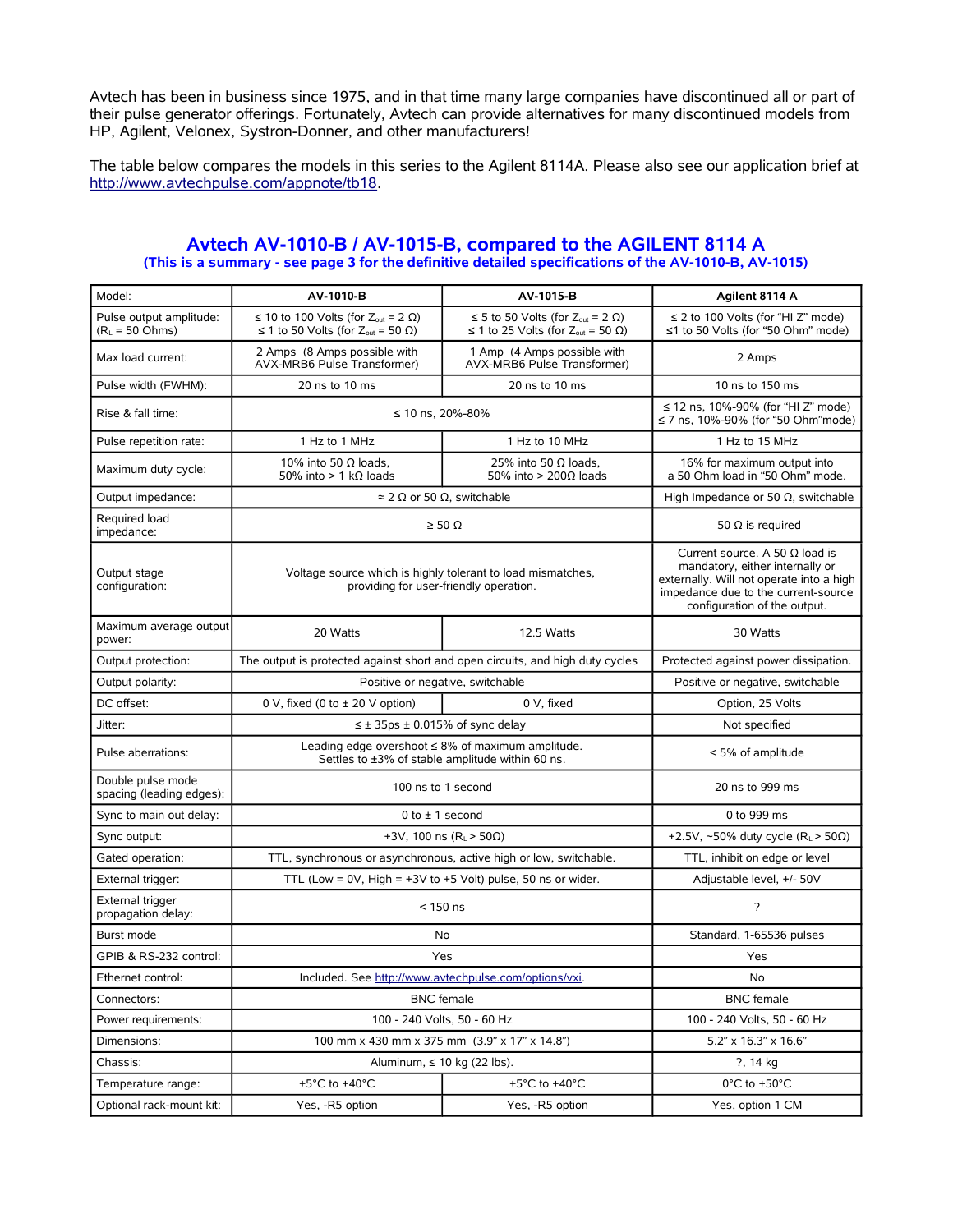Avtech has been in business since 1975, and in that time many large companies have discontinued all or part of their pulse generator offerings. Fortunately, Avtech can provide alternatives for many discontinued models from HP, Agilent, Velonex, Systron-Donner, and other manufacturers!

The table below compares the models in this series to the Agilent 8114A. Please also see our application brief at http://www.avtechpulse.com/appnote/tb18.

## Avtech AV-1010-B / AV-1015-B, compared to the AGILENT 8114 A

**(This is a summary - see page 3 for the definitive detailed specifications of the AV-1010-B, AV-1015)**

| Model: | AV-1010-B | AV-1015-B | Agilent 8114 A |
|---|---|---|---|
| Pulse output amplitude: ($R_L$ = 50 Ohms) | ≤ 10 to 100 Volts (for $Z_{out}$ = 2 Ω)<br>≤ 1 to 50 Volts (for $Z_{out}$ = 50 Ω) | ≤ 5 to 50 Volts (for $Z_{out}$ = 2 Ω)<br>≤ 1 to 25 Volts (for $Z_{out}$ = 50 Ω) | ≤ 2 to 100 Volts (for "HI Z" mode)<br>≤1 to 50 Volts (for "50 Ohm" mode) |
| Max load current: | 2 Amps (8 Amps possible with AVX-MRB6 Pulse Transformer) | 1 Amp (4 Amps possible with AVX-MRB6 Pulse Transformer) | 2 Amps |
| Pulse width (FWHM): | 20 ns to 10 ms | 20 ns to 10 ms | 10 ns to 150 ms |
| Rise & fall time: | ≤ 10 ns, 20%-80% | | ≤ 12 ns, 10%-90% (for "HI Z" mode)<br>≤ 7 ns, 10%-90% (for "50 Ohm"mode) |
| Pulse repetition rate: | 1 Hz to 1 MHz | 1 Hz to 10 MHz | 1 Hz to 15 MHz |
| Maximum duty cycle: | 10% into 50 Ω loads,<br>50% into > 1 kΩ loads | 25% into 50 Ω loads,<br>50% into > 200Ω loads | 16% for maximum output into a 50 Ohm load in "50 Ohm" mode. |
| Output impedance: | ≈ 2 Ω or 50 Ω, switchable | | High Impedance or 50 Ω, switchable |
| Required load impedance: | ≥ 50 Ω | | 50 Ω is required |
| Output stage configuration: | Voltage source which is highly tolerant to load mismatches, providing for user-friendly operation. | | Current source. A 50 Ω load is mandatory, either internally or externally. Will not operate into a high impedance due to the current-source configuration of the output. |
| Maximum average output power: | 20 Watts | 12.5 Watts | 30 Watts |
| Output protection: | The output is protected against short and open circuits, and high duty cycles | | Protected against power dissipation. |
| Output polarity: | Positive or negative, switchable | | Positive or negative, switchable |
| DC offset: | 0 V, fixed (0 to ± 20 V option) | 0 V, fixed | Option, 25 Volts |
| Jitter: | ≤ ± 35ps ± 0.015% of sync delay | | Not specified |
| Pulse aberrations: | Leading edge overshoot ≤ 8% of maximum amplitude.<br>Settles to ±3% of stable amplitude within 60 ns. | | < 5% of amplitude |
| Double pulse mode spacing (leading edges): | 100 ns to 1 second | | 20 ns to 999 ms |
| Sync to main out delay: | 0 to ± 1 second | | 0 to 999 ms |
| Sync output: | +3V, 100 ns ($R_L$ > 50Ω) | | +2.5V, ~50% duty cycle ($R_L$ > 50Ω) |
| Gated operation: | TTL, synchronous or asynchronous, active high or low, switchable. | | TTL, inhibit on edge or level |
| External trigger: | TTL (Low = 0V, High = +3V to +5 Volt) pulse, 50 ns or wider. | | Adjustable level, +/- 50V |
| External trigger propagation delay: | < 150 ns | | ? |
| Burst mode | No | | Standard, 1-65536 pulses |
| GPIB & RS-232 control: | Yes | | Yes |
| Ethernet control: | Included. See http://www.avtechpulse.com/options/vxi. | | No |
| Connectors: | BNC female | | BNC female |
| Power requirements: | 100 - 240 Volts, 50 - 60 Hz | | 100 - 240 Volts, 50 - 60 Hz |
| Dimensions: | 100 mm x 430 mm x 375 mm (3.9" x 17" x 14.8") | | 5.2" x 16.3" x 16.6" |
| Chassis: | Aluminum, ≤ 10 kg (22 lbs). | | ?, 14 kg |
| Temperature range: | +5°C to +40°C | +5°C to +40°C | 0°C to +50°C |
| Optional rack-mount kit: | Yes, -R5 option | Yes, -R5 option | Yes, option 1 CM |